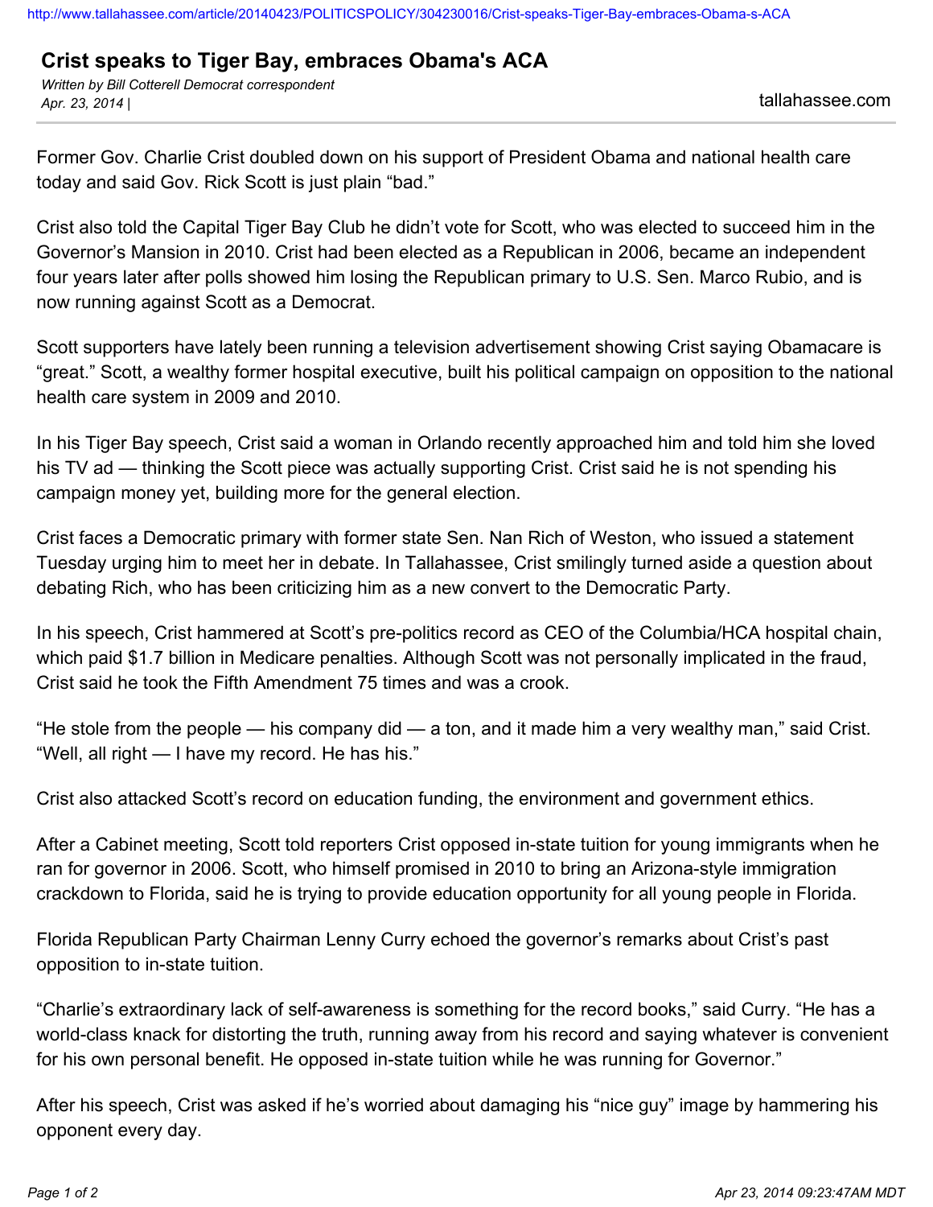# Crist speaks to Tiger Bay, embraces Obama's ACA

*Written by Bill Cotterell Democrat correspondent*
*Apr. 23, 2014 |*

tallahassee.com

Former Gov. Charlie Crist doubled down on his support of President Obama and national health care today and said Gov. Rick Scott is just plain "bad."

Crist also told the Capital Tiger Bay Club he didn't vote for Scott, who was elected to succeed him in the Governor's Mansion in 2010. Crist had been elected as a Republican in 2006, became an independent four years later after polls showed him losing the Republican primary to U.S. Sen. Marco Rubio, and is now running against Scott as a Democrat.

Scott supporters have lately been running a television advertisement showing Crist saying Obamacare is "great." Scott, a wealthy former hospital executive, built his political campaign on opposition to the national health care system in 2009 and 2010.

In his Tiger Bay speech, Crist said a woman in Orlando recently approached him and told him she loved his TV ad — thinking the Scott piece was actually supporting Crist. Crist said he is not spending his campaign money yet, building more for the general election.

Crist faces a Democratic primary with former state Sen. Nan Rich of Weston, who issued a statement Tuesday urging him to meet her in debate. In Tallahassee, Crist smilingly turned aside a question about debating Rich, who has been criticizing him as a new convert to the Democratic Party.

In his speech, Crist hammered at Scott's pre-politics record as CEO of the Columbia/HCA hospital chain, which paid $1.7 billion in Medicare penalties. Although Scott was not personally implicated in the fraud, Crist said he took the Fifth Amendment 75 times and was a crook.

"He stole from the people — his company did — a ton, and it made him a very wealthy man," said Crist. "Well, all right — I have my record. He has his."

Crist also attacked Scott's record on education funding, the environment and government ethics.

After a Cabinet meeting, Scott told reporters Crist opposed in-state tuition for young immigrants when he ran for governor in 2006. Scott, who himself promised in 2010 to bring an Arizona-style immigration crackdown to Florida, said he is trying to provide education opportunity for all young people in Florida.

Florida Republican Party Chairman Lenny Curry echoed the governor's remarks about Crist's past opposition to in-state tuition.

"Charlie's extraordinary lack of self-awareness is something for the record books," said Curry. "He has a world-class knack for distorting the truth, running away from his record and saying whatever is convenient for his own personal benefit. He opposed in-state tuition while he was running for Governor."

After his speech, Crist was asked if he's worried about damaging his "nice guy" image by hammering his opponent every day.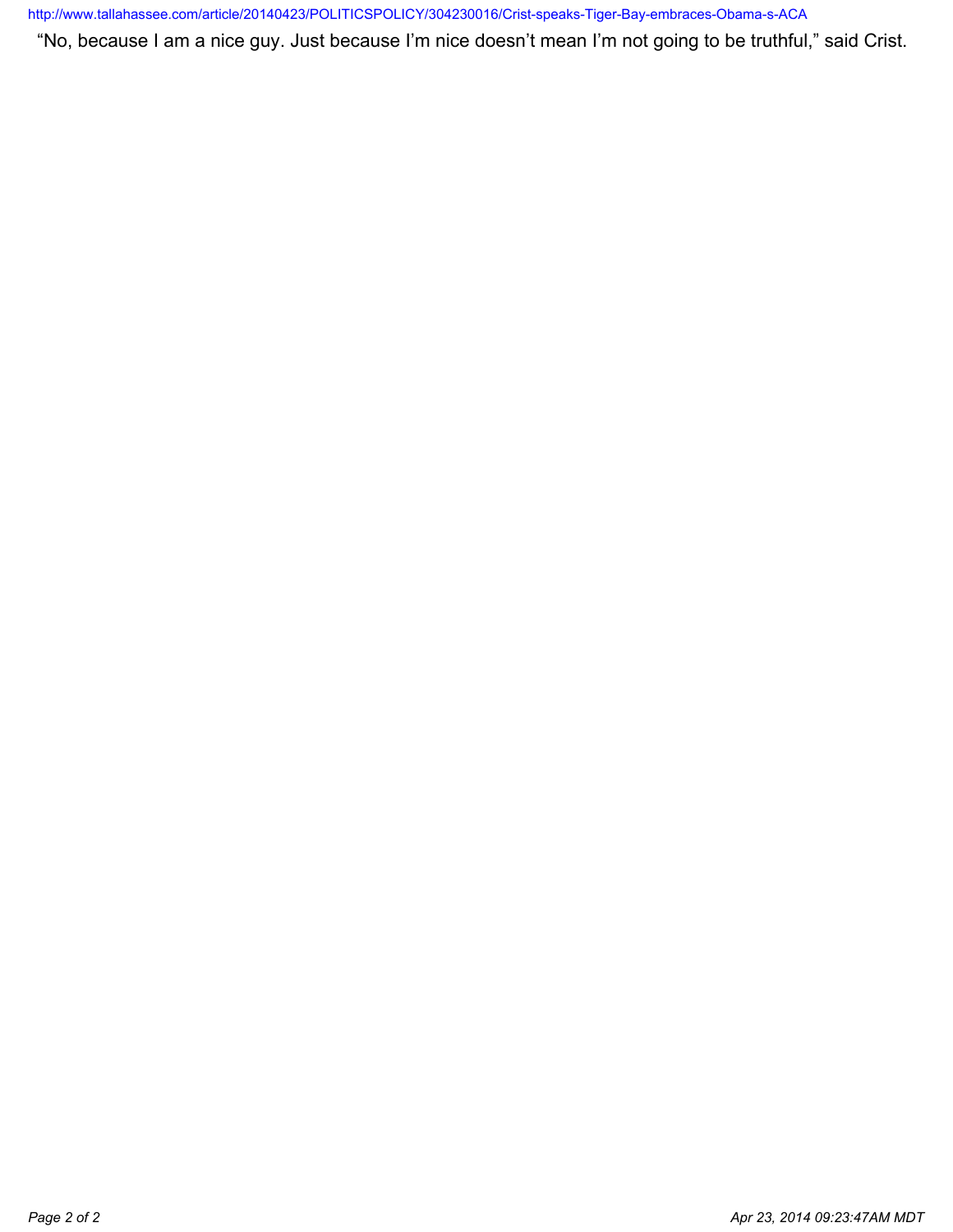"No, because I am a nice guy. Just because I'm nice doesn't mean I'm not going to be truthful," said Crist.